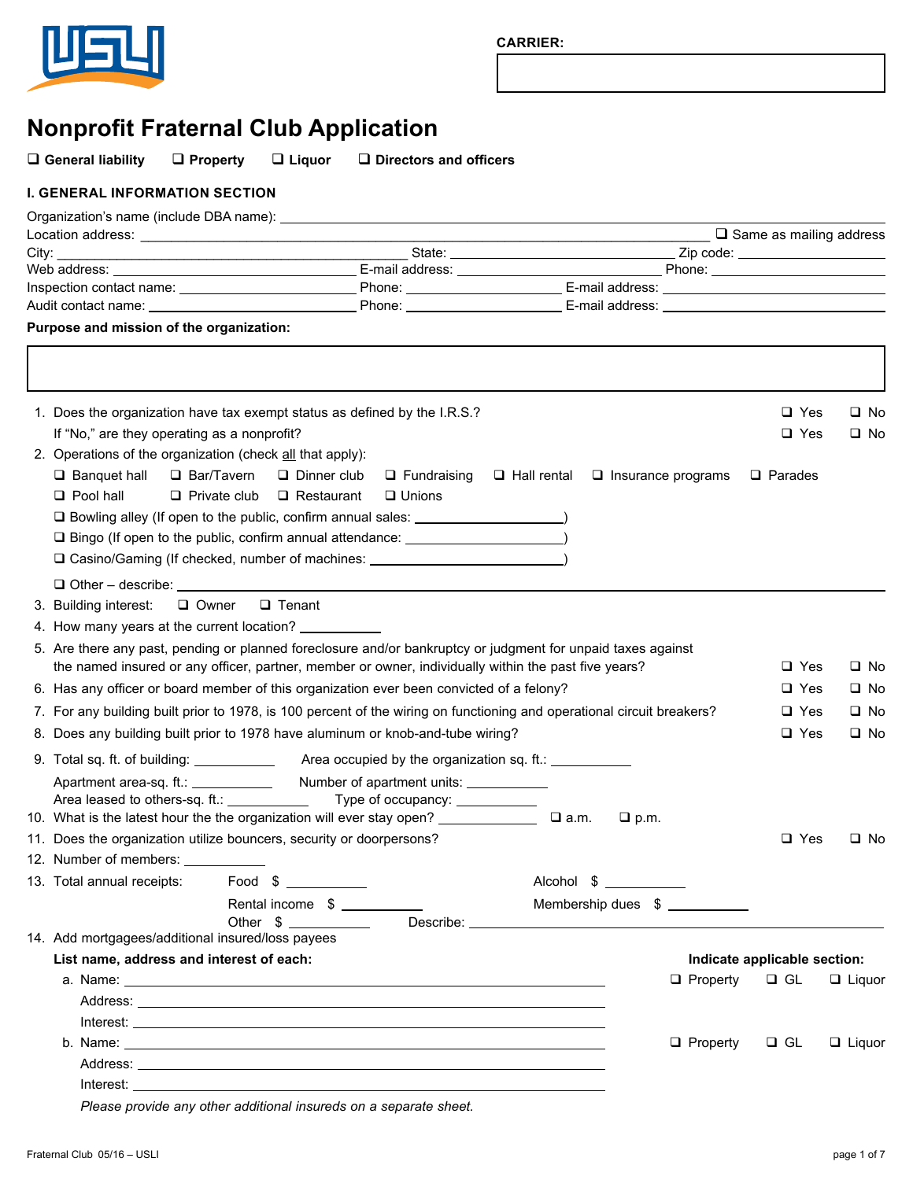CARRIER:

# Nonprofit Fraternal Club Application

☐ **General liability** ☐ **Property** ☐ **Liquor** ☐ **Directors and officers**

## I. GENERAL INFORMATION SECTION

Organization's name (include DBA name): ____________________

Location address: ____________________ ☐ Same as mailing address

City: ____________________ State: ____________________ Zip code: ____________________

Web address: ____________________ E-mail address: ____________________ Phone: ____________________

Inspection contact name: ____________________ Phone: ____________________ E-mail address: ____________________

Audit contact name: ____________________ Phone: ____________________ E-mail address: ____________________

**Purpose and mission of the organization:**

1. Does the organization have tax exempt status as defined by the I.R.S.? ☐ Yes ☐ No
   If "No," are they operating as a nonprofit? ☐ Yes ☐ No
2. Operations of the organization (check all that apply):
   ☐ Banquet hall ☐ Bar/Tavern ☐ Dinner club ☐ Fundraising ☐ Hall rental ☐ Insurance programs ☐ Parades
   ☐ Pool hall ☐ Private club ☐ Restaurant ☐ Unions
   ☐ Bowling alley (If open to the public, confirm annual sales: ____________________)
   ☐ Bingo (If open to the public, confirm annual attendance: ____________________)
   ☐ Casino/Gaming (If checked, number of machines: ____________________)
   ☐ Other – describe: ____________________
3. Building interest: ☐ Owner ☐ Tenant
4. How many years at the current location? __________
5. Are there any past, pending or planned foreclosure and/or bankruptcy or judgment for unpaid taxes against the named insured or any officer, partner, member or owner, individually within the past five years? ☐ Yes ☐ No
6. Has any officer or board member of this organization ever been convicted of a felony? ☐ Yes ☐ No
7. For any building built prior to 1978, is 100 percent of the wiring on functioning and operational circuit breakers? ☐ Yes ☐ No
8. Does any building built prior to 1978 have aluminum or knob-and-tube wiring? ☐ Yes ☐ No
9. Total sq. ft. of building: __________ Area occupied by the organization sq. ft.: __________
   Apartment area-sq. ft.: __________ Number of apartment units: __________
   Area leased to others-sq. ft.: __________ Type of occupancy: __________
10. What is the latest hour the the organization will ever stay open? __________ ☐ a.m. ☐ p.m.
11. Does the organization utilize bouncers, security or doorpersons? ☐ Yes ☐ No
12. Number of members: __________
13. Total annual receipts: Food $ __________ Alcohol $ __________
    Rental income $ __________ Membership dues $ __________
    Other $ __________ Describe: ____________________
14. Add mortgagees/additional insured/loss payees
    **List name, address and interest of each:** **Indicate applicable section:**
    a. Name: ____________________ ☐ Property ☐ GL ☐ Liquor
       Address: ____________________
       Interest: ____________________
    b. Name: ____________________ ☐ Property ☐ GL ☐ Liquor
       Address: ____________________
       Interest: ____________________

    *Please provide any other additional insureds on a separate sheet.*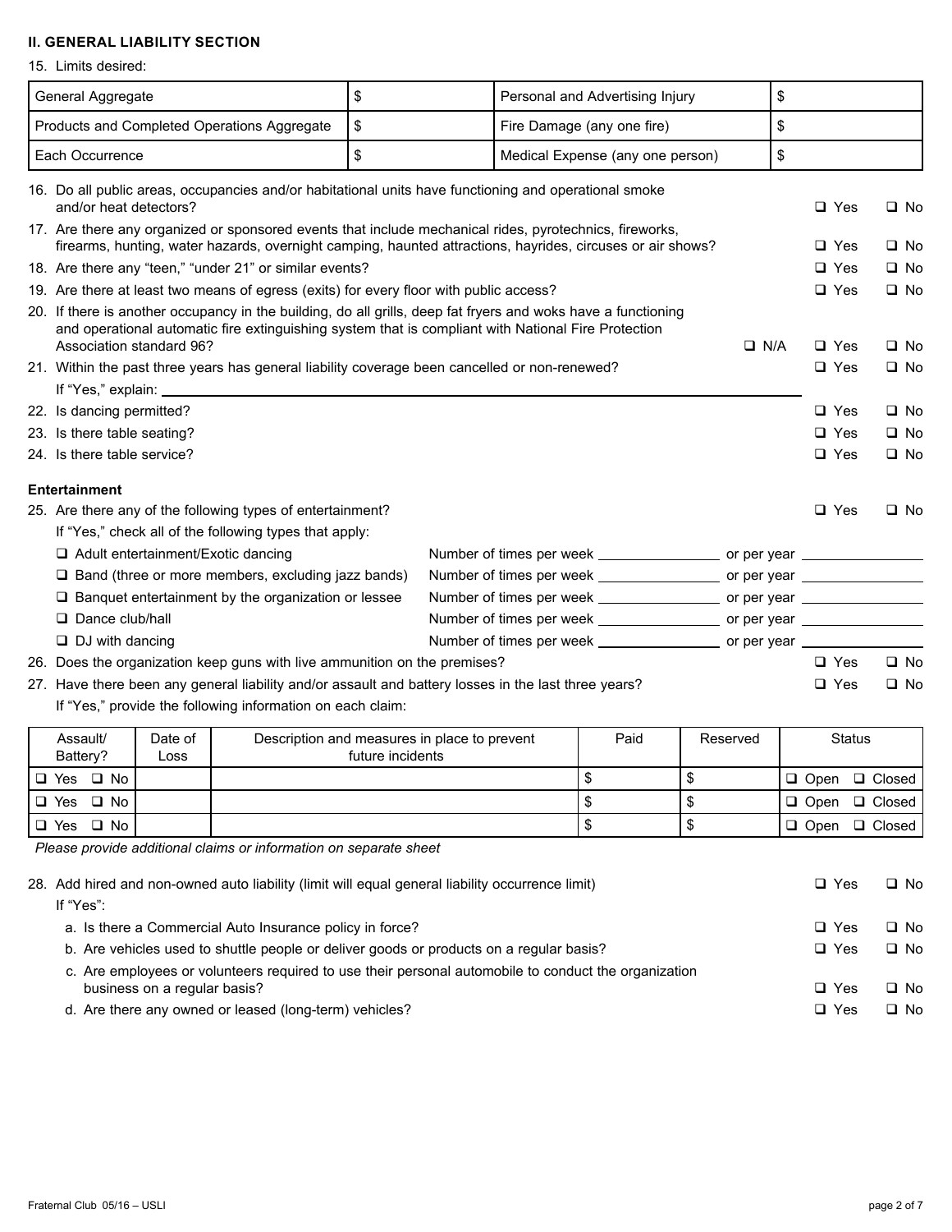## II. GENERAL LIABILITY SECTION

15. Limits desired:

| | | | |
|---|---|---|---|
| General Aggregate | $ | Personal and Advertising Injury | $ |
| Products and Completed Operations Aggregate | $ | Fire Damage (any one fire) | $ |
| Each Occurrence | $ | Medical Expense (any one person) | $ |

16. Do all public areas, occupancies and/or habitational units have functioning and operational smoke and/or heat detectors? ❑ Yes ❑ No
17. Are there any organized or sponsored events that include mechanical rides, pyrotechnics, fireworks, firearms, hunting, water hazards, overnight camping, haunted attractions, hayrides, circuses or air shows? ❑ Yes ❑ No
18. Are there any "teen," "under 21" or similar events? ❑ Yes ❑ No
19. Are there at least two means of egress (exits) for every floor with public access? ❑ Yes ❑ No
20. If there is another occupancy in the building, do all grills, deep fat fryers and woks have a functioning and operational automatic fire extinguishing system that is compliant with National Fire Protection Association standard 96? ❑ N/A ❑ Yes ❑ No
21. Within the past three years has general liability coverage been cancelled or non-renewed? ❑ Yes ❑ No

    If "Yes," explain: ______________________________
22. Is dancing permitted? ❑ Yes ❑ No
23. Is there table seating? ❑ Yes ❑ No
24. Is there table service? ❑ Yes ❑ No

**Entertainment**

25. Are there any of the following types of entertainment? ❑ Yes ❑ No

    If "Yes," check all of the following types that apply:

    - ❑ Adult entertainment/Exotic dancing — Number of times per week ________ or per year ________
    - ❑ Band (three or more members, excluding jazz bands) — Number of times per week ________ or per year ________
    - ❑ Banquet entertainment by the organization or lessee — Number of times per week ________ or per year ________
    - ❑ Dance club/hall — Number of times per week ________ or per year ________
    - ❑ DJ with dancing — Number of times per week ________ or per year ________
26. Does the organization keep guns with live ammunition on the premises? ❑ Yes ❑ No
27. Have there been any general liability and/or assault and battery losses in the last three years? ❑ Yes ❑ No

    If "Yes," provide the following information on each claim:

| Assault/ Battery? | Date of Loss | Description and measures in place to prevent future incidents | Paid | Reserved | Status |
|---|---|---|---|---|---|
| ❑ Yes ❑ No | | | $ | $ | ❑ Open ❑ Closed |
| ❑ Yes ❑ No | | | $ | $ | ❑ Open ❑ Closed |
| ❑ Yes ❑ No | | | $ | $ | ❑ Open ❑ Closed |

*Please provide additional claims or information on separate sheet*

28. Add hired and non-owned auto liability (limit will equal general liability occurrence limit) ❑ Yes ❑ No

    If "Yes":

    a. Is there a Commercial Auto Insurance policy in force? ❑ Yes ❑ No

    b. Are vehicles used to shuttle people or deliver goods or products on a regular basis? ❑ Yes ❑ No

    c. Are employees or volunteers required to use their personal automobile to conduct the organization business on a regular basis? ❑ Yes ❑ No

    d. Are there any owned or leased (long-term) vehicles? ❑ Yes ❑ No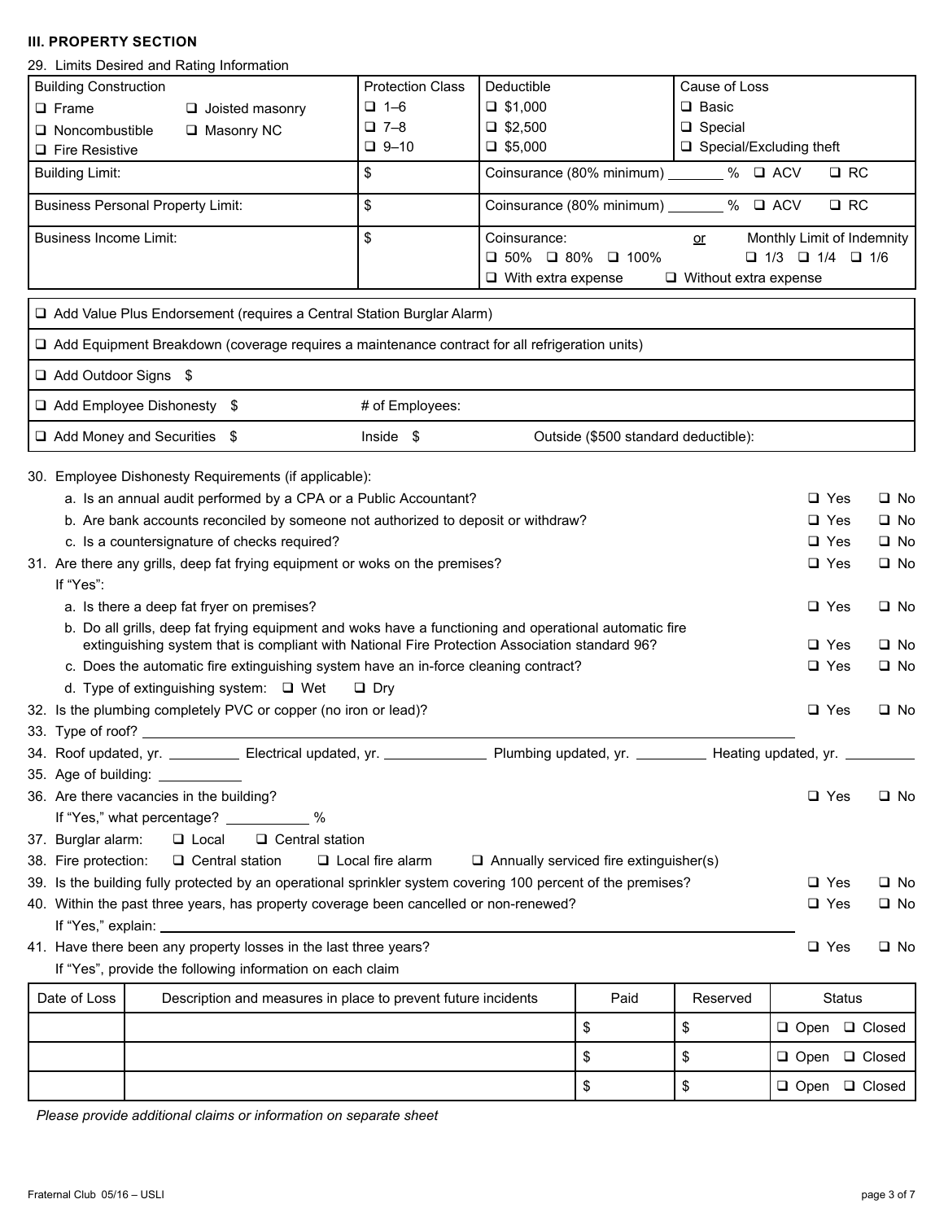### III. PROPERTY SECTION

29. Limits Desired and Rating Information

| Building Construction | Protection Class | Deductible | Cause of Loss |
|---|---|---|---|
| ❑ Frame ❑ Joisted masonry ❑ Noncombustible ❑ Masonry NC ❑ Fire Resistive | ❑ 1–6 ❑ 7–8 ❑ 9–10 | ❑ $1,000 ❑ $2,500 ❑ $5,000 | ❑ Basic ❑ Special ❑ Special/Excluding theft |
| Building Limit: | $ | Coinsurance (80% minimum) _______ % ❑ ACV ❑ RC | |
| Business Personal Property Limit: | $ | Coinsurance (80% minimum) _______ % ❑ ACV ❑ RC | |
| Business Income Limit: | $ | Coinsurance: ❑ 50% ❑ 80% ❑ 100% or Monthly Limit of Indemnity ❑ 1/3 ❑ 1/4 ❑ 1/6 ❑ With extra expense ❑ Without extra expense | |

| | | |
|---|---|---|
| ❑ Add Value Plus Endorsement (requires a Central Station Burglar Alarm) | | |
| ❑ Add Equipment Breakdown (coverage requires a maintenance contract for all refrigeration units) | | |
| ❑ Add Outdoor Signs $ | | |
| ❑ Add Employee Dishonesty $ | # of Employees: | |
| ❑ Add Money and Securities $ | Inside $ | Outside ($500 standard deductible): |

30. Employee Dishonesty Requirements (if applicable):
    a. Is an annual audit performed by a CPA or a Public Accountant? ❑ Yes ❑ No
    b. Are bank accounts reconciled by someone not authorized to deposit or withdraw? ❑ Yes ❑ No
    c. Is a countersignature of checks required? ❑ Yes ❑ No
31. Are there any grills, deep fat frying equipment or woks on the premises? ❑ Yes ❑ No
    If "Yes":
    a. Is there a deep fat fryer on premises? ❑ Yes ❑ No
    b. Do all grills, deep fat frying equipment and woks have a functioning and operational automatic fire extinguishing system that is compliant with National Fire Protection Association standard 96? ❑ Yes ❑ No
    c. Does the automatic fire extinguishing system have an in-force cleaning contract? ❑ Yes ❑ No
    d. Type of extinguishing system: ❑ Wet ❑ Dry
32. Is the plumbing completely PVC or copper (no iron or lead)? ❑ Yes ❑ No
33. Type of roof? ______________________________
34. Roof updated, yr. _________ Electrical updated, yr. _____________ Plumbing updated, yr. _________ Heating updated, yr. _________
35. Age of building: ___________
36. Are there vacancies in the building? ❑ Yes ❑ No
    If "Yes," what percentage? ___________ %
37. Burglar alarm: ❑ Local ❑ Central station
38. Fire protection: ❑ Central station ❑ Local fire alarm ❑ Annually serviced fire extinguisher(s)
39. Is the building fully protected by an operational sprinkler system covering 100 percent of the premises? ❑ Yes ❑ No
40. Within the past three years, has property coverage been cancelled or non-renewed? ❑ Yes ❑ No
    If "Yes," explain: ______________________________
41. Have there been any property losses in the last three years? ❑ Yes ❑ No
    If "Yes", provide the following information on each claim

| Date of Loss | Description and measures in place to prevent future incidents | Paid | Reserved | Status |
|---|---|---|---|---|
| | | $ | $ | ❑ Open ❑ Closed |
| | | $ | $ | ❑ Open ❑ Closed |
| | | $ | $ | ❑ Open ❑ Closed |

*Please provide additional claims or information on separate sheet*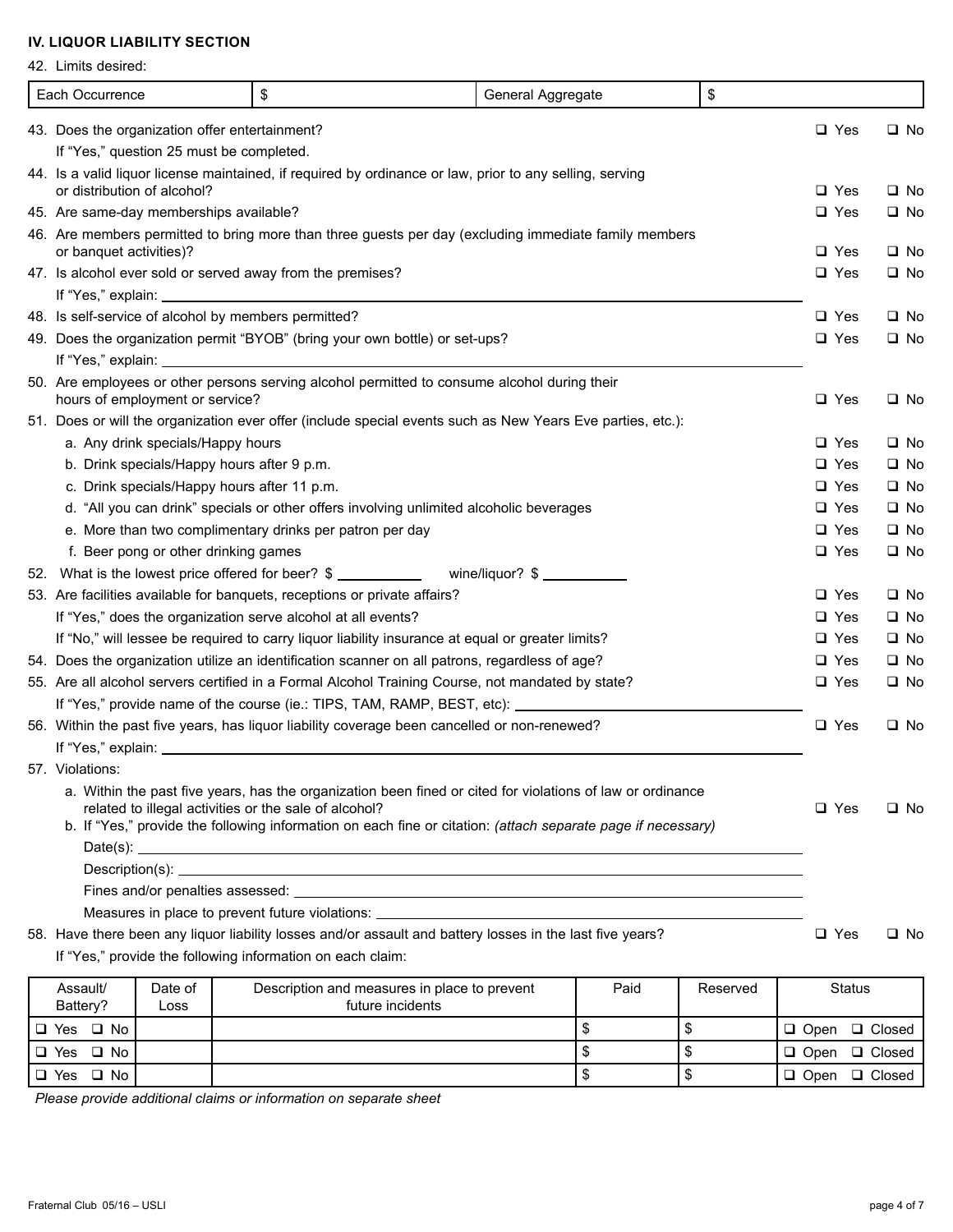## IV. LIQUOR LIABILITY SECTION

42. Limits desired:

| | | | |
|---|---|---|---|
| Each Occurrence | $ | General Aggregate | $ |

43. Does the organization offer entertainment? ❑ Yes ❑ No

    If "Yes," question 25 must be completed.

44. Is a valid liquor license maintained, if required by ordinance or law, prior to any selling, serving or distribution of alcohol? ❑ Yes ❑ No

45. Are same-day memberships available? ❑ Yes ❑ No

46. Are members permitted to bring more than three guests per day (excluding immediate family members or banquet activities)? ❑ Yes ❑ No

47. Is alcohol ever sold or served away from the premises? ❑ Yes ❑ No

    If "Yes," explain: ______________________________

48. Is self-service of alcohol by members permitted? ❑ Yes ❑ No

49. Does the organization permit "BYOB" (bring your own bottle) or set-ups? ❑ Yes ❑ No

    If "Yes," explain: ______________________________

50. Are employees or other persons serving alcohol permitted to consume alcohol during their hours of employment or service? ❑ Yes ❑ No

51. Does or will the organization ever offer (include special events such as New Years Eve parties, etc.):

    a. Any drink specials/Happy hours ❑ Yes ❑ No

    b. Drink specials/Happy hours after 9 p.m. ❑ Yes ❑ No

    c. Drink specials/Happy hours after 11 p.m. ❑ Yes ❑ No

    d. "All you can drink" specials or other offers involving unlimited alcoholic beverages ❑ Yes ❑ No

    e. More than two complimentary drinks per patron per day ❑ Yes ❑ No

    f. Beer pong or other drinking games ❑ Yes ❑ No

52. What is the lowest price offered for beer? $ __________ wine/liquor? $ __________

53. Are facilities available for banquets, receptions or private affairs? ❑ Yes ❑ No

    If "Yes," does the organization serve alcohol at all events? ❑ Yes ❑ No

    If "No," will lessee be required to carry liquor liability insurance at equal or greater limits? ❑ Yes ❑ No

54. Does the organization utilize an identification scanner on all patrons, regardless of age? ❑ Yes ❑ No

55. Are all alcohol servers certified in a Formal Alcohol Training Course, not mandated by state? ❑ Yes ❑ No

    If "Yes," provide name of the course (ie.: TIPS, TAM, RAMP, BEST, etc): ______________________________

56. Within the past five years, has liquor liability coverage been cancelled or non-renewed? ❑ Yes ❑ No

    If "Yes," explain: ______________________________

57. Violations:

    a. Within the past five years, has the organization been fined or cited for violations of law or ordinance related to illegal activities or the sale of alcohol? ❑ Yes ❑ No

    b. If "Yes," provide the following information on each fine or citation: *(attach separate page if necessary)*

       Date(s): ______________________________

       Description(s): ______________________________

       Fines and/or penalties assessed: ______________________________

       Measures in place to prevent future violations: ______________________________

58. Have there been any liquor liability losses and/or assault and battery losses in the last five years? ❑ Yes ❑ No

    If "Yes," provide the following information on each claim:

| Assault/ Battery? | Date of Loss | Description and measures in place to prevent future incidents | Paid | Reserved | Status |
|---|---|---|---|---|---|
| ❑ Yes ❑ No | | | $ | $ | ❑ Open ❑ Closed |
| ❑ Yes ❑ No | | | $ | $ | ❑ Open ❑ Closed |
| ❑ Yes ❑ No | | | $ | $ | ❑ Open ❑ Closed |

*Please provide additional claims or information on separate sheet*

Fraternal Club 05/16 – USLI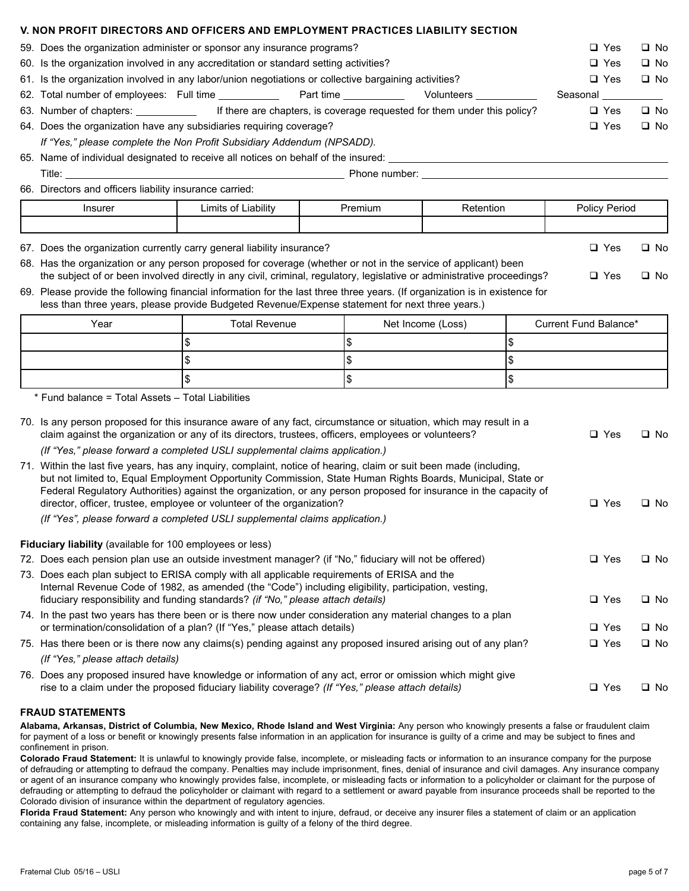### V. NON PROFIT DIRECTORS AND OFFICERS AND EMPLOYMENT PRACTICES LIABILITY SECTION

59. Does the organization administer or sponsor any insurance programs? ❑ Yes ❑ No
60. Is the organization involved in any accreditation or standard setting activities? ❑ Yes ❑ No
61. Is the organization involved in any labor/union negotiations or collective bargaining activities? ❑ Yes ❑ No
62. Total number of employees: Full time ___________ Part time ___________ Volunteers ___________ Seasonal ___________
63. Number of chapters: ___________ If there are chapters, is coverage requested for them under this policy? ❑ Yes ❑ No
64. Does the organization have any subsidiaries requiring coverage? ❑ Yes ❑ No
    *If "Yes," please complete the Non Profit Subsidiary Addendum (NPSADD).*
65. Name of individual designated to receive all notices on behalf of the insured: ___________
    Title: ___________ Phone number: ___________
66. Directors and officers liability insurance carried:

| Insurer | Limits of Liability | Premium | Retention | Policy Period |
|---|---|---|---|---|
| | | | | |

67. Does the organization currently carry general liability insurance? ❑ Yes ❑ No
68. Has the organization or any person proposed for coverage (whether or not in the service of applicant) been the subject of or been involved directly in any civil, criminal, regulatory, legislative or administrative proceedings? ❑ Yes ❑ No
69. Please provide the following financial information for the last three three years. (If organization is in existence for less than three years, please provide Budgeted Revenue/Expense statement for next three years.)

| Year | Total Revenue | Net Income (Loss) | Current Fund Balance* |
|---|---|---|---|
| | $ | $ | $ |
| | $ | $ | $ |
| | $ | $ | $ |

\* Fund balance = Total Assets – Total Liabilities

70. Is any person proposed for this insurance aware of any fact, circumstance or situation, which may result in a claim against the organization or any of its directors, trustees, officers, employees or volunteers? ❑ Yes ❑ No
    *(If "Yes," please forward a completed USLI supplemental claims application.)*
71. Within the last five years, has any inquiry, complaint, notice of hearing, claim or suit been made (including, but not limited to, Equal Employment Opportunity Commission, State Human Rights Boards, Municipal, State or Federal Regulatory Authorities) against the organization, or any person proposed for insurance in the capacity of director, officer, trustee, employee or volunteer of the organization? ❑ Yes ❑ No
    *(If "Yes", please forward a completed USLI supplemental claims application.)*

**Fiduciary liability** (available for 100 employees or less)

72. Does each pension plan use an outside investment manager? (if "No," fiduciary will not be offered) ❑ Yes ❑ No
73. Does each plan subject to ERISA comply with all applicable requirements of ERISA and the Internal Revenue Code of 1982, as amended (the "Code") including eligibility, participation, vesting, fiduciary responsibility and funding standards? *(if "No," please attach details)* ❑ Yes ❑ No
74. In the past two years has there been or is there now under consideration any material changes to a plan or termination/consolidation of a plan? (If "Yes," please attach details) ❑ Yes ❑ No
75. Has there been or is there now any claims(s) pending against any proposed insured arising out of any plan? ❑ Yes ❑ No
    *(If "Yes," please attach details)*
76. Does any proposed insured have knowledge or information of any act, error or omission which might give rise to a claim under the proposed fiduciary liability coverage? *(If "Yes," please attach details)* ❑ Yes ❑ No

### FRAUD STATEMENTS

**Alabama, Arkansas, District of Columbia, New Mexico, Rhode Island and West Virginia:** Any person who knowingly presents a false or fraudulent claim for payment of a loss or benefit or knowingly presents false information in an application for insurance is guilty of a crime and may be subject to fines and confinement in prison.

**Colorado Fraud Statement:** It is unlawful to knowingly provide false, incomplete, or misleading facts or information to an insurance company for the purpose of defrauding or attempting to defraud the company. Penalties may include imprisonment, fines, denial of insurance and civil damages. Any insurance company or agent of an insurance company who knowingly provides false, incomplete, or misleading facts or information to a policyholder or claimant for the purpose of defrauding or attempting to defraud the policyholder or claimant with regard to a settlement or award payable from insurance proceeds shall be reported to the Colorado division of insurance within the department of regulatory agencies.

**Florida Fraud Statement:** Any person who knowingly and with intent to injure, defraud, or deceive any insurer files a statement of claim or an application containing any false, incomplete, or misleading information is guilty of a felony of the third degree.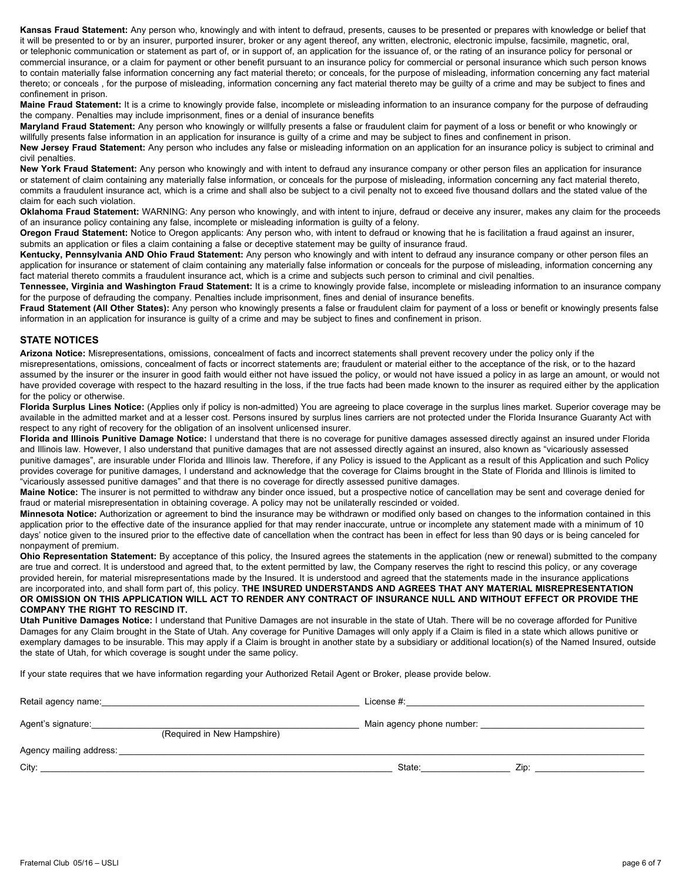**Kansas Fraud Statement:** Any person who, knowingly and with intent to defraud, presents, causes to be presented or prepares with knowledge or belief that it will be presented to or by an insurer, purported insurer, broker or any agent thereof, any written, electronic, electronic impulse, facsimile, magnetic, oral, or telephonic communication or statement as part of, or in support of, an application for the issuance of, or the rating of an insurance policy for personal or commercial insurance, or a claim for payment or other benefit pursuant to an insurance policy for commercial or personal insurance which such person knows to contain materially false information concerning any fact material thereto; or conceals, for the purpose of misleading, information concerning any fact material thereto; or conceals , for the purpose of misleading, information concerning any fact material thereto may be guilty of a crime and may be subject to fines and confinement in prison.

**Maine Fraud Statement:** It is a crime to knowingly provide false, incomplete or misleading information to an insurance company for the purpose of defrauding the company. Penalties may include imprisonment, fines or a denial of insurance benefits

**Maryland Fraud Statement:** Any person who knowingly or willfully presents a false or fraudulent claim for payment of a loss or benefit or who knowingly or willfully presents false information in an application for insurance is guilty of a crime and may be subject to fines and confinement in prison.

**New Jersey Fraud Statement:** Any person who includes any false or misleading information on an application for an insurance policy is subject to criminal and civil penalties.

**New York Fraud Statement:** Any person who knowingly and with intent to defraud any insurance company or other person files an application for insurance or statement of claim containing any materially false information, or conceals for the purpose of misleading, information concerning any fact material thereto, commits a fraudulent insurance act, which is a crime and shall also be subject to a civil penalty not to exceed five thousand dollars and the stated value of the claim for each such violation.

**Oklahoma Fraud Statement:** WARNING: Any person who knowingly, and with intent to injure, defraud or deceive any insurer, makes any claim for the proceeds of an insurance policy containing any false, incomplete or misleading information is guilty of a felony.

**Oregon Fraud Statement:** Notice to Oregon applicants: Any person who, with intent to defraud or knowing that he is facilitation a fraud against an insurer, submits an application or files a claim containing a false or deceptive statement may be guilty of insurance fraud.

**Kentucky, Pennsylvania AND Ohio Fraud Statement:** Any person who knowingly and with intent to defraud any insurance company or other person files an application for insurance or statement of claim containing any materially false information or conceals for the purpose of misleading, information concerning any fact material thereto commits a fraudulent insurance act, which is a crime and subjects such person to criminal and civil penalties.

**Tennessee, Virginia and Washington Fraud Statement:** It is a crime to knowingly provide false, incomplete or misleading information to an insurance company for the purpose of defrauding the company. Penalties include imprisonment, fines and denial of insurance benefits.

**Fraud Statement (All Other States):** Any person who knowingly presents a false or fraudulent claim for payment of a loss or benefit or knowingly presents false information in an application for insurance is guilty of a crime and may be subject to fines and confinement in prison.

## STATE NOTICES

**Arizona Notice:** Misrepresentations, omissions, concealment of facts and incorrect statements shall prevent recovery under the policy only if the misrepresentations, omissions, concealment of facts or incorrect statements are; fraudulent or material either to the acceptance of the risk, or to the hazard assumed by the insurer or the insurer in good faith would either not have issued the policy, or would not have issued a policy in as large an amount, or would not have provided coverage with respect to the hazard resulting in the loss, if the true facts had been made known to the insurer as required either by the application for the policy or otherwise.

**Florida Surplus Lines Notice:** (Applies only if policy is non-admitted) You are agreeing to place coverage in the surplus lines market. Superior coverage may be available in the admitted market and at a lesser cost. Persons insured by surplus lines carriers are not protected under the Florida Insurance Guaranty Act with respect to any right of recovery for the obligation of an insolvent unlicensed insurer.

**Florida and Illinois Punitive Damage Notice:** I understand that there is no coverage for punitive damages assessed directly against an insured under Florida and Illinois law. However, I also understand that punitive damages that are not assessed directly against an insured, also known as "vicariously assessed punitive damages", are insurable under Florida and Illinois law. Therefore, if any Policy is issued to the Applicant as a result of this Application and such Policy provides coverage for punitive damages, I understand and acknowledge that the coverage for Claims brought in the State of Florida and Illinois is limited to "vicariously assessed punitive damages" and that there is no coverage for directly assessed punitive damages.

**Maine Notice:** The insurer is not permitted to withdraw any binder once issued, but a prospective notice of cancellation may be sent and coverage denied for fraud or material misrepresentation in obtaining coverage. A policy may not be unilaterally rescinded or voided.

**Minnesota Notice:** Authorization or agreement to bind the insurance may be withdrawn or modified only based on changes to the information contained in this application prior to the effective date of the insurance applied for that may render inaccurate, untrue or incomplete any statement made with a minimum of 10 days' notice given to the insured prior to the effective date of cancellation when the contract has been in effect for less than 90 days or is being canceled for nonpayment of premium.

**Ohio Representation Statement:** By acceptance of this policy, the Insured agrees the statements in the application (new or renewal) submitted to the company are true and correct. It is understood and agreed that, to the extent permitted by law, the Company reserves the right to rescind this policy, or any coverage provided herein, for material misrepresentations made by the Insured. It is understood and agreed that the statements made in the insurance applications are incorporated into, and shall form part of, this policy. **THE INSURED UNDERSTANDS AND AGREES THAT ANY MATERIAL MISREPRESENTATION OR OMISSION ON THIS APPLICATION WILL ACT TO RENDER ANY CONTRACT OF INSURANCE NULL AND WITHOUT EFFECT OR PROVIDE THE COMPANY THE RIGHT TO RESCIND IT.**

**Utah Punitive Damages Notice:** I understand that Punitive Damages are not insurable in the state of Utah. There will be no coverage afforded for Punitive Damages for any Claim brought in the State of Utah. Any coverage for Punitive Damages will only apply if a Claim is filed in a state which allows punitive or exemplary damages to be insurable. This may apply if a Claim is brought in another state by a subsidiary or additional location(s) of the Named Insured, outside the state of Utah, for which coverage is sought under the same policy.

If your state requires that we have information regarding your Authorized Retail Agent or Broker, please provide below.

Retail agency name: ______________________ License #: ______________________

Agent's signature: ______________________ Main agency phone number: ______________________
(Required in New Hampshire)

Agency mailing address: ______________________

City: ______________________ State: __________ Zip: __________

Fraternal Club 05/16 – USLI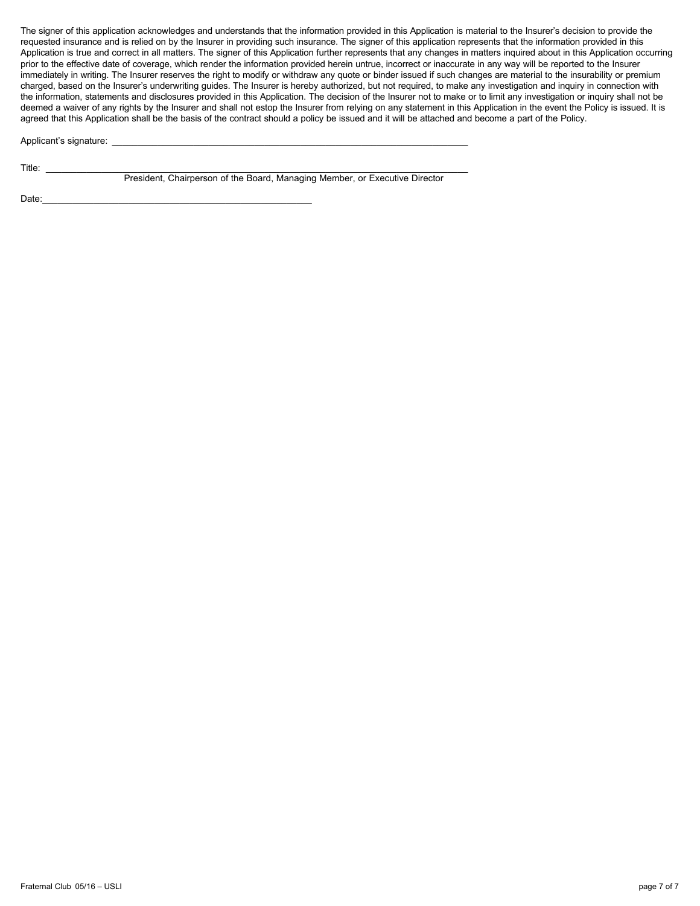The signer of this application acknowledges and understands that the information provided in this Application is material to the Insurer's decision to provide the requested insurance and is relied on by the Insurer in providing such insurance. The signer of this application represents that the information provided in this Application is true and correct in all matters. The signer of this Application further represents that any changes in matters inquired about in this Application occurring prior to the effective date of coverage, which render the information provided herein untrue, incorrect or inaccurate in any way will be reported to the Insurer immediately in writing. The Insurer reserves the right to modify or withdraw any quote or binder issued if such changes are material to the insurability or premium charged, based on the Insurer's underwriting guides. The Insurer is hereby authorized, but not required, to make any investigation and inquiry in connection with the information, statements and disclosures provided in this Application. The decision of the Insurer not to make or to limit any investigation or inquiry shall not be deemed a waiver of any rights by the Insurer and shall not estop the Insurer from relying on any statement in this Application in the event the Policy is issued. It is agreed that this Application shall be the basis of the contract should a policy be issued and it will be attached and become a part of the Policy.

Applicant's signature: ___________________________________________________________________________

Title: ___________________________________________________________________________
President, Chairperson of the Board, Managing Member, or Executive Director

Date: ________________________________________________________

Fraternal Club 05/16 – USLI